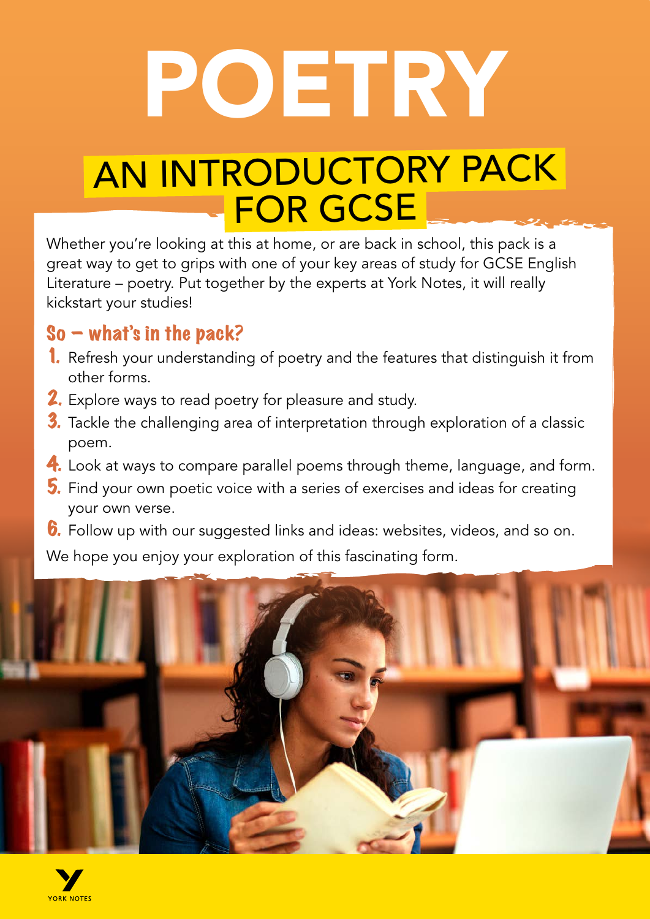# POETRY

## AN INTRODUCTORY PACK FOR GCSE

Whether you're looking at this at home, or are back in school, this pack is a great way to get to grips with one of your key areas of study for GCSE English Literature – poetry. Put together by the experts at York Notes, it will really kickstart your studies!

### So – what's in the pack?

1. Refresh your understanding of poetry and the features that distinguish it from other forms.
2. Explore ways to read poetry for pleasure and study.
3. Tackle the challenging area of interpretation through exploration of a classic poem.
4. Look at ways to compare parallel poems through theme, language, and form.
5. Find your own poetic voice with a series of exercises and ideas for creating your own verse.
6. Follow up with our suggested links and ideas: websites, videos, and so on.

We hope you enjoy your exploration of this fascinating form.

YORK NOTES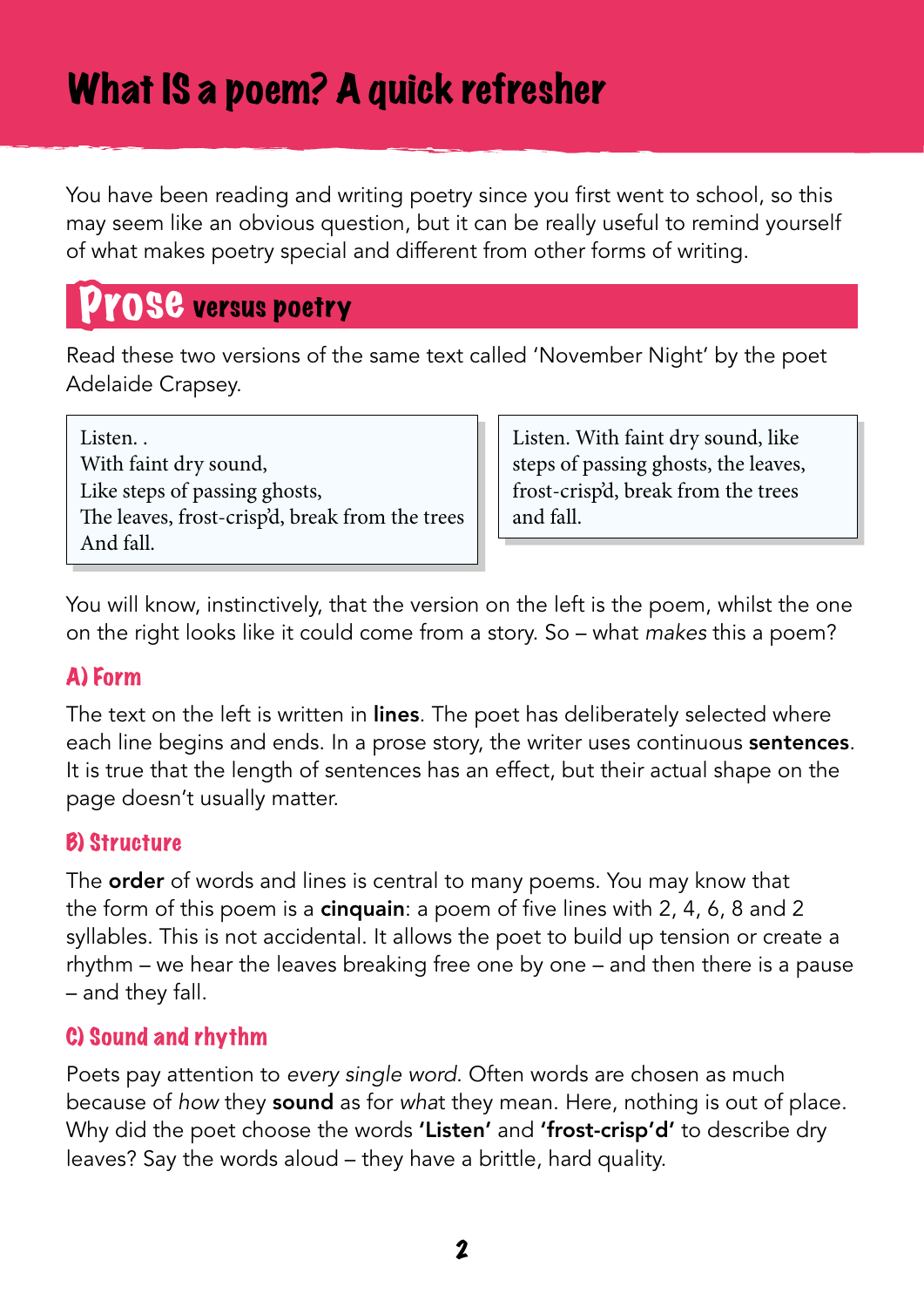# What IS a poem? A quick refresher

You have been reading and writing poetry since you first went to school, so this may seem like an obvious question, but it can be really useful to remind yourself of what makes poetry special and different from other forms of writing.

## Prose versus poetry

Read these two versions of the same text called 'November Night' by the poet Adelaide Crapsey.

> Listen. .
> With faint dry sound,
> Like steps of passing ghosts,
> The leaves, frost-crisp'd, break from the trees
> And fall.

> Listen. With faint dry sound, like steps of passing ghosts, the leaves, frost-crisp'd, break from the trees and fall.

You will know, instinctively, that the version on the left is the poem, whilst the one on the right looks like it could come from a story. So – what *makes* this a poem?

### A) Form

The text on the left is written in **lines**. The poet has deliberately selected where each line begins and ends. In a prose story, the writer uses continuous **sentences**. It is true that the length of sentences has an effect, but their actual shape on the page doesn't usually matter.

### B) Structure

The **order** of words and lines is central to many poems. You may know that the form of this poem is a **cinquain**: a poem of five lines with 2, 4, 6, 8 and 2 syllables. This is not accidental. It allows the poet to build up tension or create a rhythm – we hear the leaves breaking free one by one – and then there is a pause – and they fall.

### C) Sound and rhythm

Poets pay attention to *every single word*. Often words are chosen as much because of *how* they **sound** as for *what* they mean. Here, nothing is out of place. Why did the poet choose the words **'Listen'** and **'frost-crisp'd'** to describe dry leaves? Say the words aloud – they have a brittle, hard quality.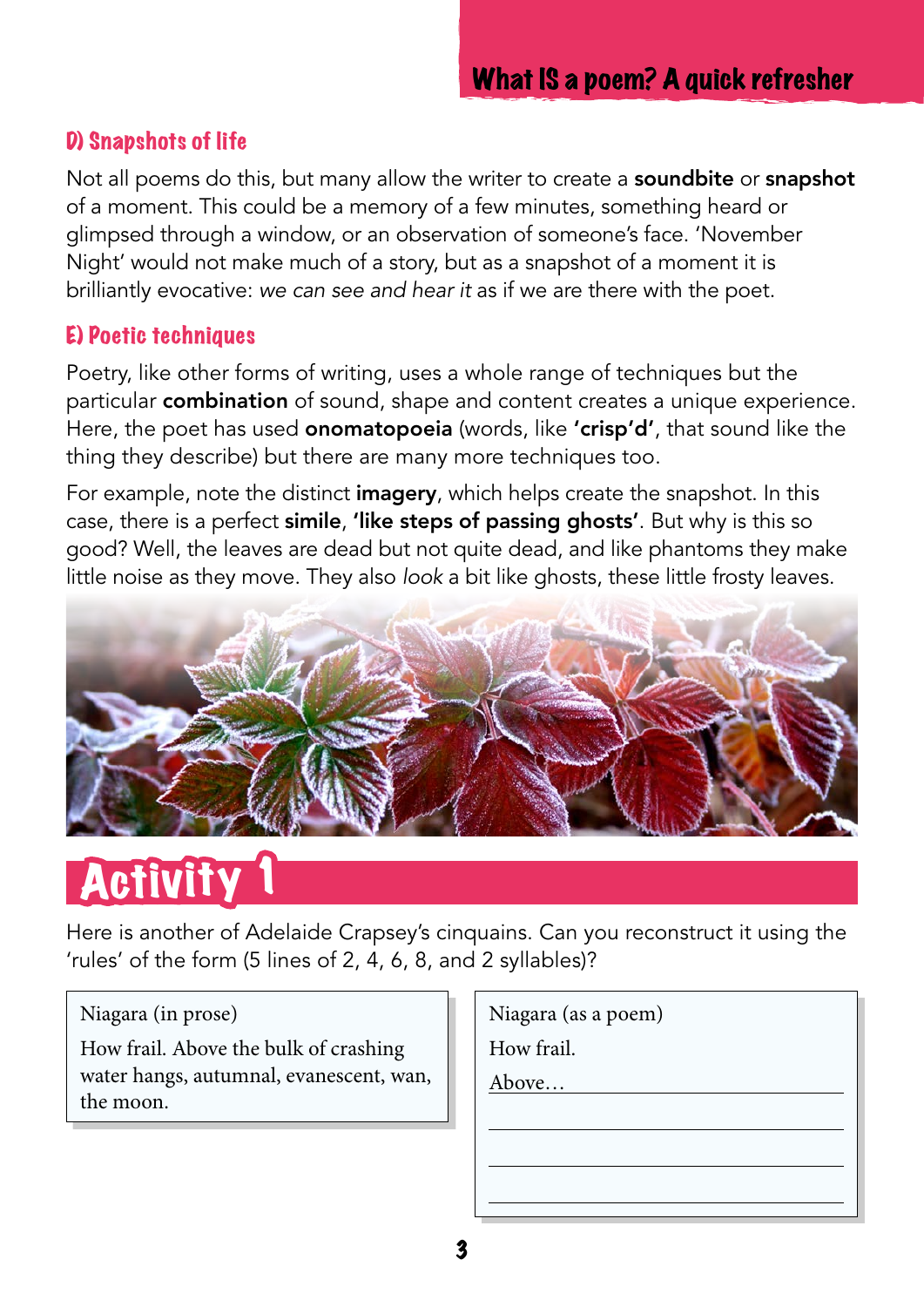## D) Snapshots of life

Not all poems do this, but many allow the writer to create a **soundbite** or **snapshot** of a moment. This could be a memory of a few minutes, something heard or glimpsed through a window, or an observation of someone's face. 'November Night' would not make much of a story, but as a snapshot of a moment it is brilliantly evocative: *we can see and hear it* as if we are there with the poet.

## E) Poetic techniques

Poetry, like other forms of writing, uses a whole range of techniques but the particular **combination** of sound, shape and content creates a unique experience. Here, the poet has used **onomatopoeia** (words, like **'crisp'd'**, that sound like the thing they describe) but there are many more techniques too.

For example, note the distinct **imagery**, which helps create the snapshot. In this case, there is a perfect **simile**, **'like steps of passing ghosts'**. But why is this so good? Well, the leaves are dead but not quite dead, and like phantoms they make little noise as they move. They also *look* a bit like ghosts, these little frosty leaves.

# Activity 1

Here is another of Adelaide Crapsey's cinquains. Can you reconstruct it using the 'rules' of the form (5 lines of 2, 4, 6, 8, and 2 syllables)?

| Niagara (in prose) | Niagara (as a poem) |
|---|---|
| How frail. Above the bulk of crashing water hangs, autumnal, evanescent, wan, the moon. | How frail.<br>Above…<br>\_\_\_\_\_\_\_\_\_\_<br>\_\_\_\_\_\_\_\_\_\_<br>\_\_\_\_\_\_\_\_\_\_ |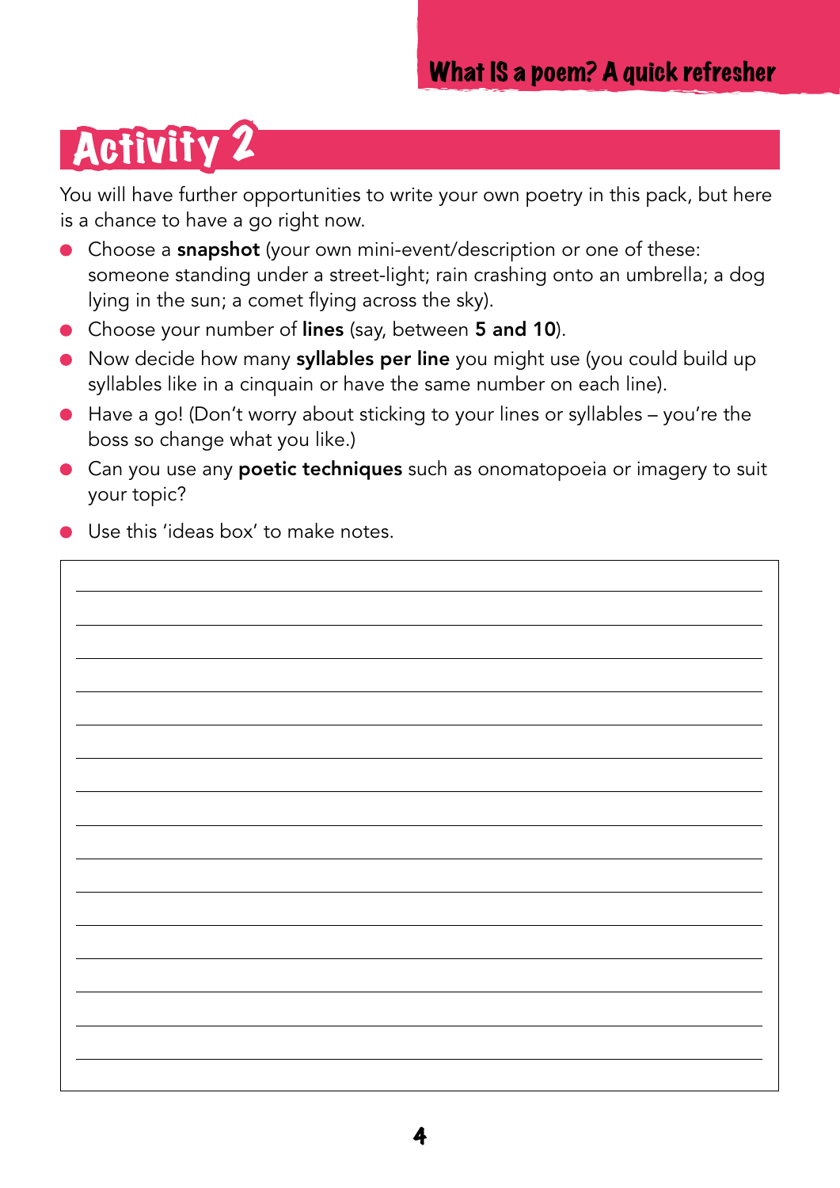# Activity 2

You will have further opportunities to write your own poetry in this pack, but here is a chance to have a go right now.

- Choose a **snapshot** (your own mini-event/description or one of these: someone standing under a street-light; rain crashing onto an umbrella; a dog lying in the sun; a comet flying across the sky).
- Choose your number of **lines** (say, between **5 and 10**).
- Now decide how many **syllables per line** you might use (you could build up syllables like in a cinquain or have the same number on each line).
- Have a go! (Don't worry about sticking to your lines or syllables – you're the boss so change what you like.)
- Can you use any **poetic techniques** such as onomatopoeia or imagery to suit your topic?
- Use this 'ideas box' to make notes.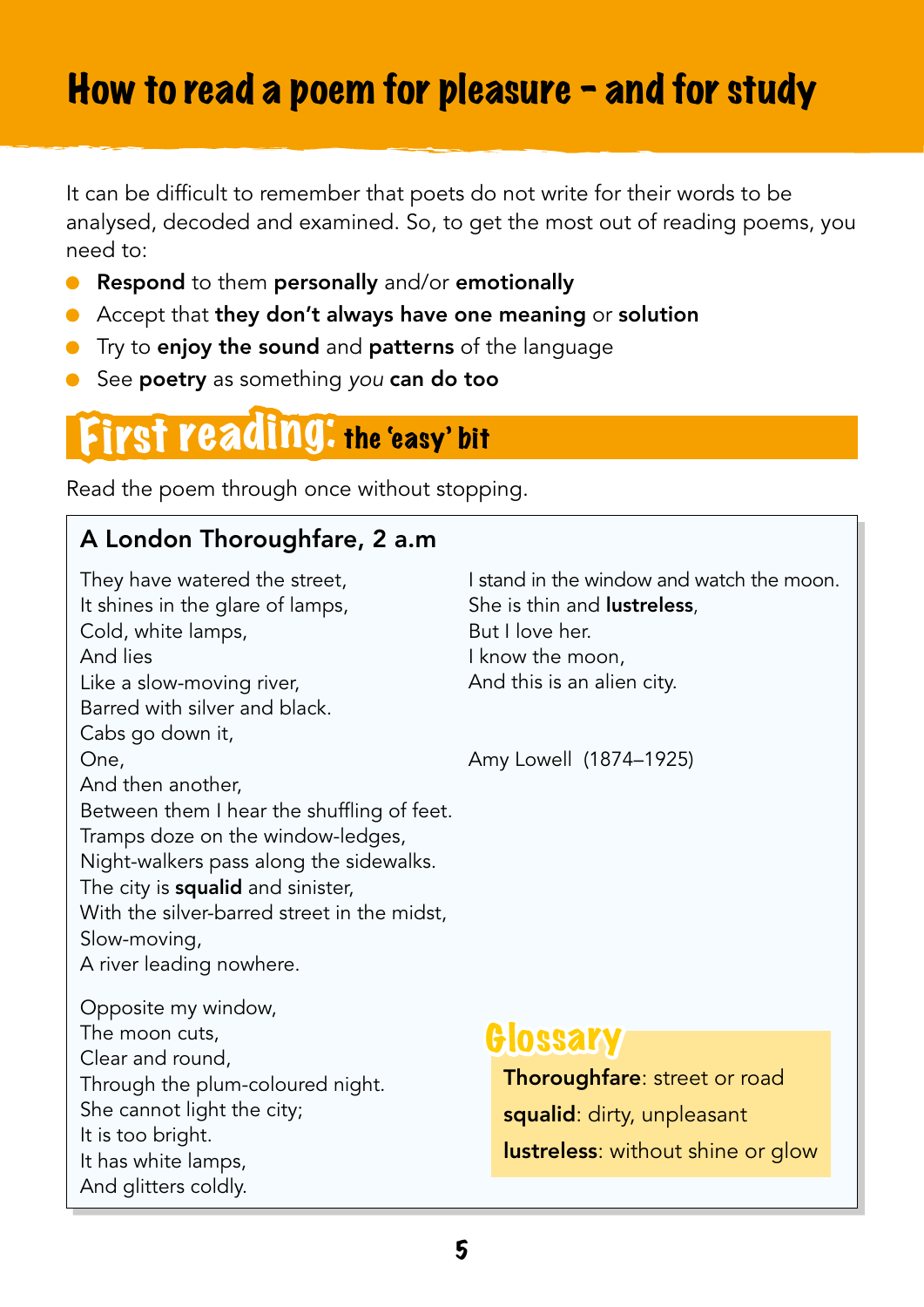# How to read a poem for pleasure – and for study

It can be difficult to remember that poets do not write for their words to be analysed, decoded and examined. So, to get the most out of reading poems, you need to:

- **Respond** to them **personally** and/or **emotionally**
- Accept that **they don't always have one meaning** or **solution**
- Try to **enjoy the sound** and **patterns** of the language
- See **poetry** as something *you* **can do too**

## First reading: the 'easy' bit

Read the poem through once without stopping.

### A London Thoroughfare, 2 a.m

They have watered the street,  
It shines in the glare of lamps,  
Cold, white lamps,  
And lies  
Like a slow-moving river,  
Barred with silver and black.  
Cabs go down it,  
One,  
And then another,  
Between them I hear the shuffling of feet.  
Tramps doze on the window-ledges,  
Night-walkers pass along the sidewalks.  
The city is **squalid** and sinister,  
With the silver-barred street in the midst,  
Slow-moving,  
A river leading nowhere.

Opposite my window,  
The moon cuts,  
Clear and round,  
Through the plum-coloured night.  
She cannot light the city;  
It is too bright.  
It has white lamps,  
And glitters coldly.

I stand in the window and watch the moon.  
She is thin and **lustreless**,  
But I love her.  
I know the moon,  
And this is an alien city.

Amy Lowell (1874–1925)

**Glossary**

**Thoroughfare**: street or road  
**squalid**: dirty, unpleasant  
**lustreless**: without shine or glow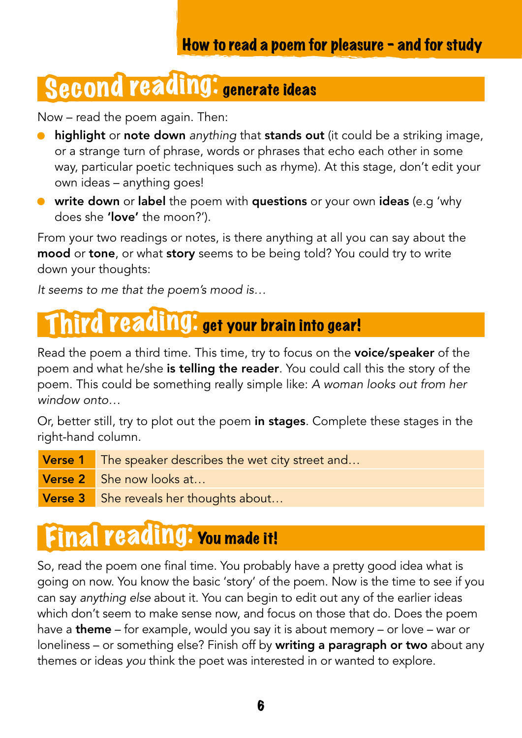## Second reading: generate ideas

Now – read the poem again. Then:

- **highlight** or **note down** *anything* that **stands out** (it could be a striking image, or a strange turn of phrase, words or phrases that echo each other in some way, particular poetic techniques such as rhyme). At this stage, don't edit your own ideas – anything goes!
- **write down** or **label** the poem with **questions** or your own **ideas** (e.g 'why does she **'love'** the moon?').

From your two readings or notes, is there anything at all you can say about the **mood** or **tone**, or what **story** seems to be being told? You could try to write down your thoughts:

*It seems to me that the poem's mood is…*

## Third reading: get your brain into gear!

Read the poem a third time. This time, try to focus on the **voice/speaker** of the poem and what he/she **is telling the reader**. You could call this the story of the poem. This could be something really simple like: *A woman looks out from her window onto…*

Or, better still, try to plot out the poem **in stages**. Complete these stages in the right-hand column.

| | |
|---|---|
| **Verse 1** | The speaker describes the wet city street and… |
| **Verse 2** | She now looks at… |
| **Verse 3** | She reveals her thoughts about… |

## Final reading: You made it!

So, read the poem one final time. You probably have a pretty good idea what is going on now. You know the basic 'story' of the poem. Now is the time to see if you can say *anything else* about it. You can begin to edit out any of the earlier ideas which don't seem to make sense now, and focus on those that do. Does the poem have a **theme** – for example, would you say it is about memory – or love – war or loneliness – or something else? Finish off by **writing a paragraph or two** about any themes or ideas *you* think the poet was interested in or wanted to explore.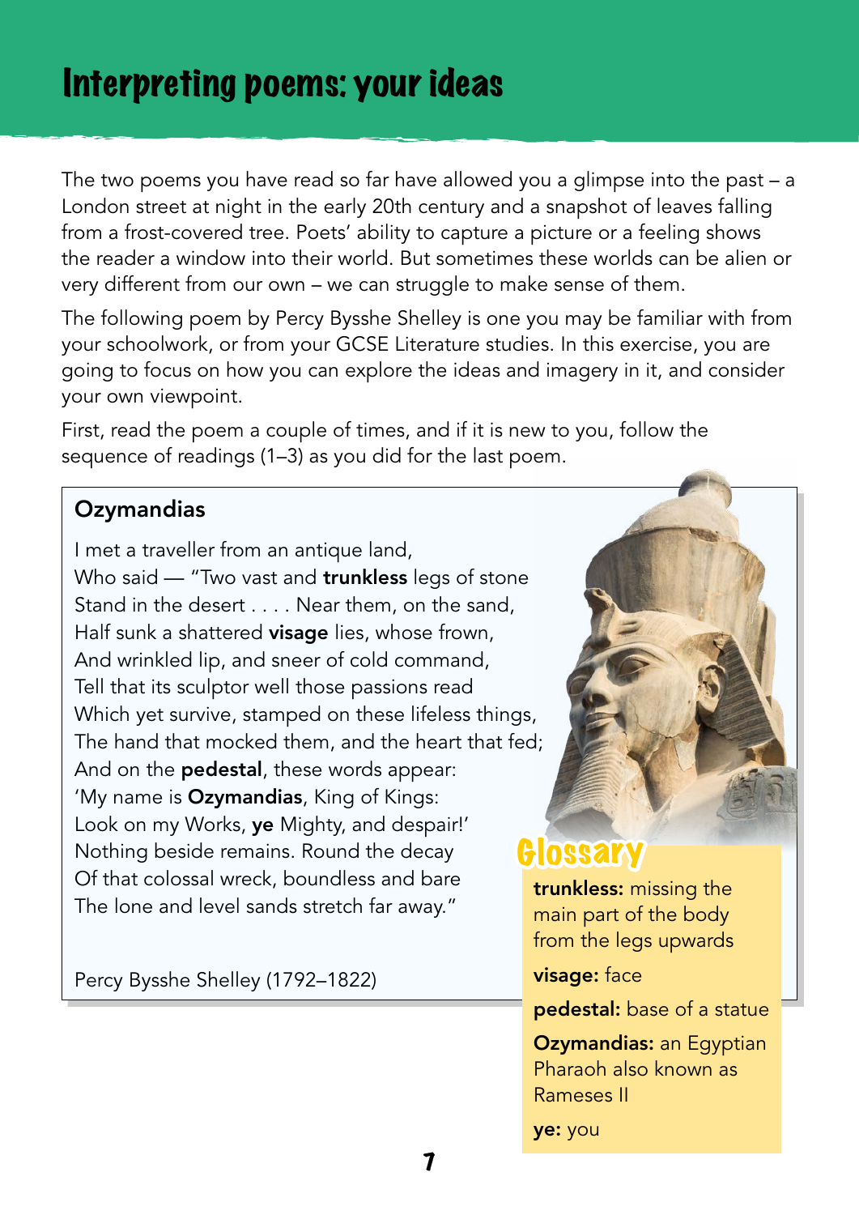# Interpreting poems: your ideas

The two poems you have read so far have allowed you a glimpse into the past – a London street at night in the early 20th century and a snapshot of leaves falling from a frost-covered tree. Poets' ability to capture a picture or a feeling shows the reader a window into their world. But sometimes these worlds can be alien or very different from our own – we can struggle to make sense of them.

The following poem by Percy Bysshe Shelley is one you may be familiar with from your schoolwork, or from your GCSE Literature studies. In this exercise, you are going to focus on how you can explore the ideas and imagery in it, and consider your own viewpoint.

First, read the poem a couple of times, and if it is new to you, follow the sequence of readings (1–3) as you did for the last poem.

**Ozymandias**

I met a traveller from an antique land,  
Who said — "Two vast and **trunkless** legs of stone  
Stand in the desert . . . . Near them, on the sand,  
Half sunk a shattered **visage** lies, whose frown,  
And wrinkled lip, and sneer of cold command,  
Tell that its sculptor well those passions read  
Which yet survive, stamped on these lifeless things,  
The hand that mocked them, and the heart that fed;  
And on the **pedestal**, these words appear:  
'My name is **Ozymandias**, King of Kings:  
Look on my Works, **ye** Mighty, and despair!'  
Nothing beside remains. Round the decay  
Of that colossal wreck, boundless and bare  
The lone and level sands stretch far away."

Percy Bysshe Shelley (1792–1822)

## Glossary

**trunkless:** missing the main part of the body from the legs upwards

**visage:** face

**pedestal:** base of a statue

**Ozymandias:** an Egyptian Pharaoh also known as Rameses II

**ye:** you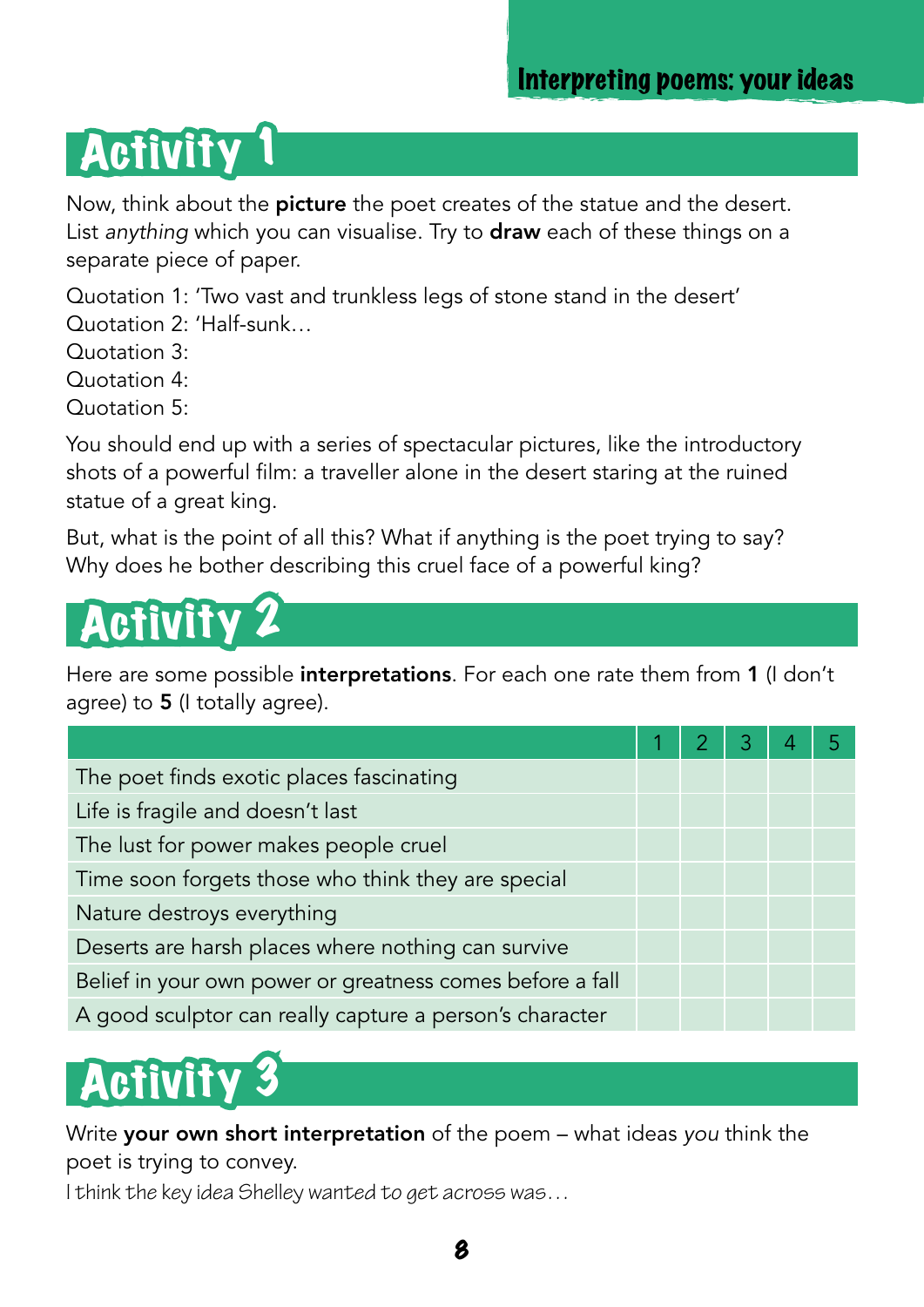# Activity 1

Now, think about the **picture** the poet creates of the statue and the desert. List *anything* which you can visualise. Try to **draw** each of these things on a separate piece of paper.

Quotation 1: 'Two vast and trunkless legs of stone stand in the desert'
Quotation 2: 'Half-sunk…
Quotation 3:
Quotation 4:
Quotation 5:

You should end up with a series of spectacular pictures, like the introductory shots of a powerful film: a traveller alone in the desert staring at the ruined statue of a great king.

But, what is the point of all this? What if anything is the poet trying to say? Why does he bother describing this cruel face of a powerful king?

# Activity 2

Here are some possible **interpretations**. For each one rate them from **1** (I don't agree) to **5** (I totally agree).

| | 1 | 2 | 3 | 4 | 5 |
|---|---|---|---|---|---|
| The poet finds exotic places fascinating | | | | | |
| Life is fragile and doesn't last | | | | | |
| The lust for power makes people cruel | | | | | |
| Time soon forgets those who think they are special | | | | | |
| Nature destroys everything | | | | | |
| Deserts are harsh places where nothing can survive | | | | | |
| Belief in your own power or greatness comes before a fall | | | | | |
| A good sculptor can really capture a person's character | | | | | |

# Activity 3

Write **your own short interpretation** of the poem – what ideas *you* think the poet is trying to convey.

I think the key idea Shelley wanted to get across was…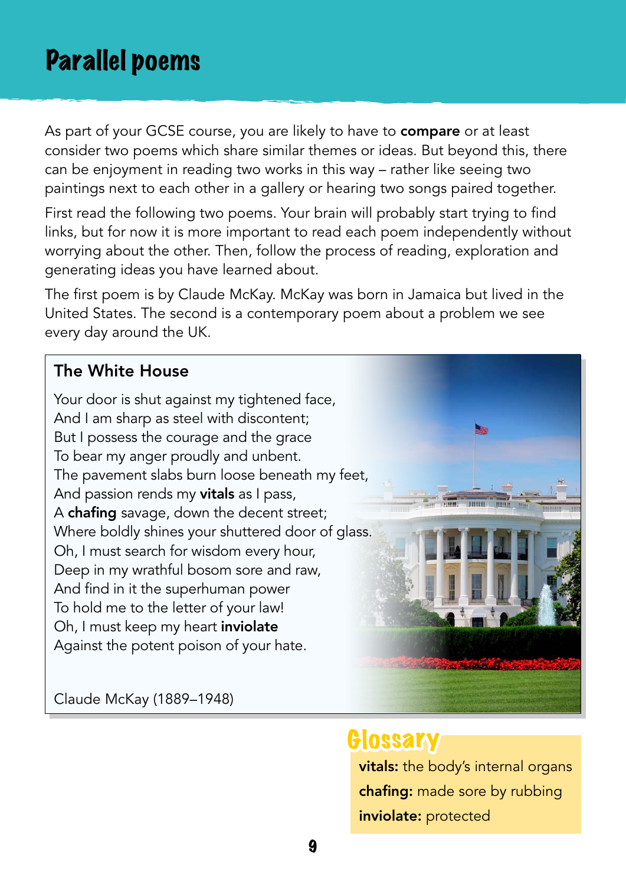# Parallel poems

As part of your GCSE course, you are likely to have to **compare** or at least consider two poems which share similar themes or ideas. But beyond this, there can be enjoyment in reading two works in this way – rather like seeing two paintings next to each other in a gallery or hearing two songs paired together.

First read the following two poems. Your brain will probably start trying to find links, but for now it is more important to read each poem independently without worrying about the other. Then, follow the process of reading, exploration and generating ideas you have learned about.

The first poem is by Claude McKay. McKay was born in Jamaica but lived in the United States. The second is a contemporary poem about a problem we see every day around the UK.

## The White House

Your door is shut against my tightened face,  
And I am sharp as steel with discontent;  
But I possess the courage and the grace  
To bear my anger proudly and unbent.  
The pavement slabs burn loose beneath my feet,  
And passion rends my **vitals** as I pass,  
A **chafing** savage, down the decent street;  
Where boldly shines your shuttered door of glass.  
Oh, I must search for wisdom every hour,  
Deep in my wrathful bosom sore and raw,  
And find in it the superhuman power  
To hold me to the letter of your law!  
Oh, I must keep my heart **inviolate**  
Against the potent poison of your hate.

Claude McKay (1889–1948)

### Glossary

**vitals:** the body's internal organs

**chafing:** made sore by rubbing

**inviolate:** protected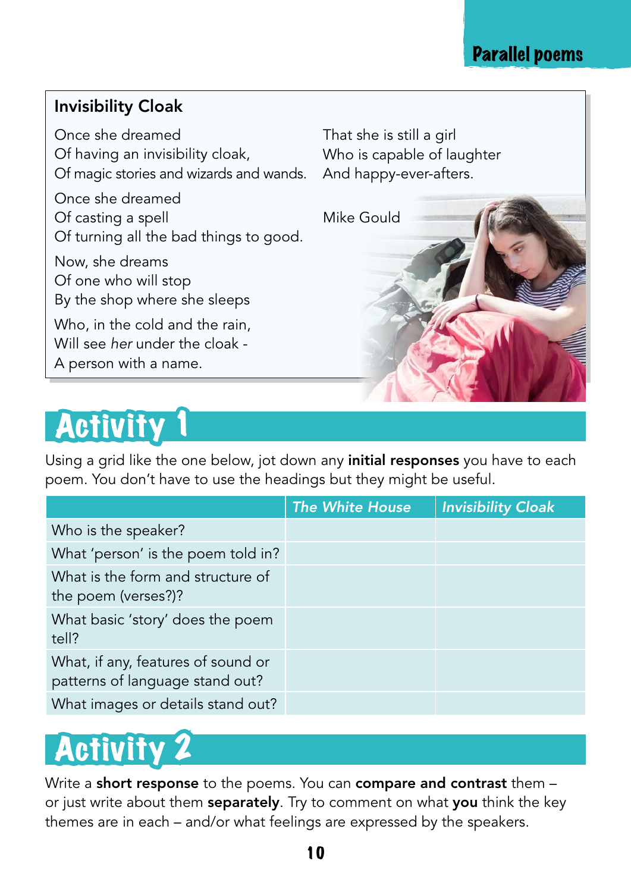## Invisibility Cloak

Once she dreamed
Of having an invisibility cloak,
Of magic stories and wizards and wands.

Once she dreamed
Of casting a spell
Of turning all the bad things to good.

Now, she dreams
Of one who will stop
By the shop where she sleeps

Who, in the cold and the rain,
Will see *her* under the cloak -
A person with a name.

That she is still a girl
Who is capable of laughter
And happy-ever-afters.

Mike Gould

# Activity 1

Using a grid like the one below, jot down any **initial responses** you have to each poem. You don't have to use the headings but they might be useful.

| | *The White House* | *Invisibility Cloak* |
|---|---|---|
| Who is the speaker? | | |
| What 'person' is the poem told in? | | |
| What is the form and structure of the poem (verses?)? | | |
| What basic 'story' does the poem tell? | | |
| What, if any, features of sound or patterns of language stand out? | | |
| What images or details stand out? | | |

# Activity 2

Write a **short response** to the poems. You can **compare and contrast** them – or just write about them **separately**. Try to comment on what **you** think the key themes are in each – and/or what feelings are expressed by the speakers.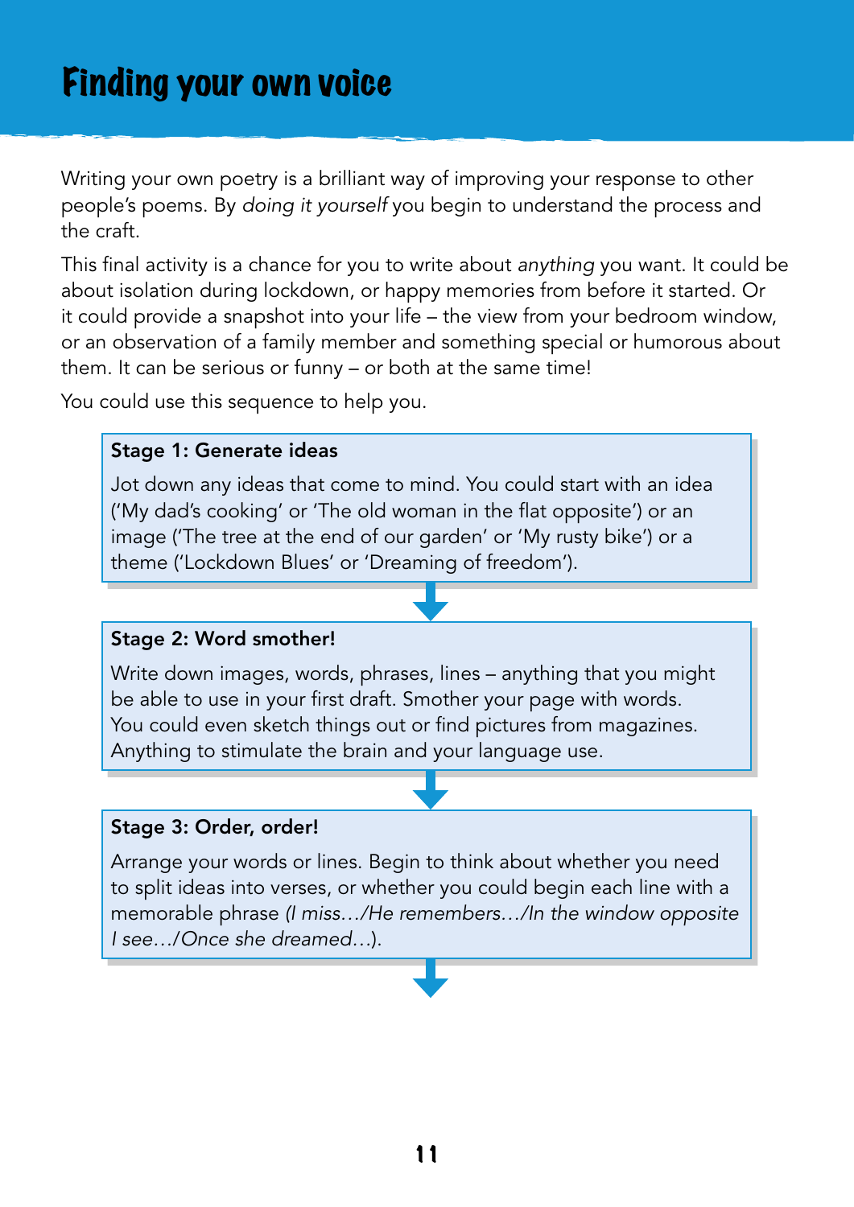# Finding your own voice

Writing your own poetry is a brilliant way of improving your response to other people's poems. By *doing it yourself* you begin to understand the process and the craft.

This final activity is a chance for you to write about *anything* you want. It could be about isolation during lockdown, or happy memories from before it started. Or it could provide a snapshot into your life – the view from your bedroom window, or an observation of a family member and something special or humorous about them. It can be serious or funny – or both at the same time!

You could use this sequence to help you.

**Stage 1: Generate ideas**

Jot down any ideas that come to mind. You could start with an idea ('My dad's cooking' or 'The old woman in the flat opposite') or an image ('The tree at the end of our garden' or 'My rusty bike') or a theme ('Lockdown Blues' or 'Dreaming of freedom').

**Stage 2: Word smother!**

Write down images, words, phrases, lines – anything that you might be able to use in your first draft. Smother your page with words. You could even sketch things out or find pictures from magazines. Anything to stimulate the brain and your language use.

**Stage 3: Order, order!**

Arrange your words or lines. Begin to think about whether you need to split ideas into verses, or whether you could begin each line with a memorable phrase *(I miss…/He remembers…/In the window opposite I see…/Once she dreamed…)*.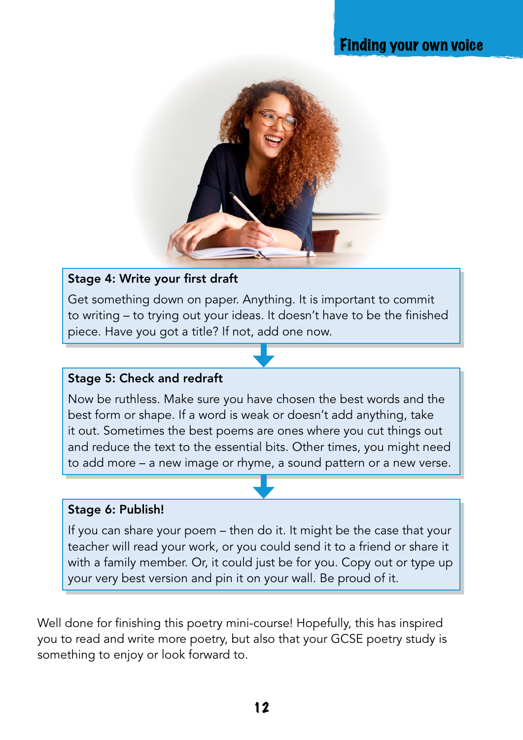### Stage 4: Write your first draft

Get something down on paper. Anything. It is important to commit to writing – to trying out your ideas. It doesn't have to be the finished piece. Have you got a title? If not, add one now.

### Stage 5: Check and redraft

Now be ruthless. Make sure you have chosen the best words and the best form or shape. If a word is weak or doesn't add anything, take it out. Sometimes the best poems are ones where you cut things out and reduce the text to the essential bits. Other times, you might need to add more – a new image or rhyme, a sound pattern or a new verse.

### Stage 6: Publish!

If you can share your poem – then do it. It might be the case that your teacher will read your work, or you could send it to a friend or share it with a family member. Or, it could just be for you. Copy out or type up your very best version and pin it on your wall. Be proud of it.

Well done for finishing this poetry mini-course! Hopefully, this has inspired you to read and write more poetry, but also that your GCSE poetry study is something to enjoy or look forward to.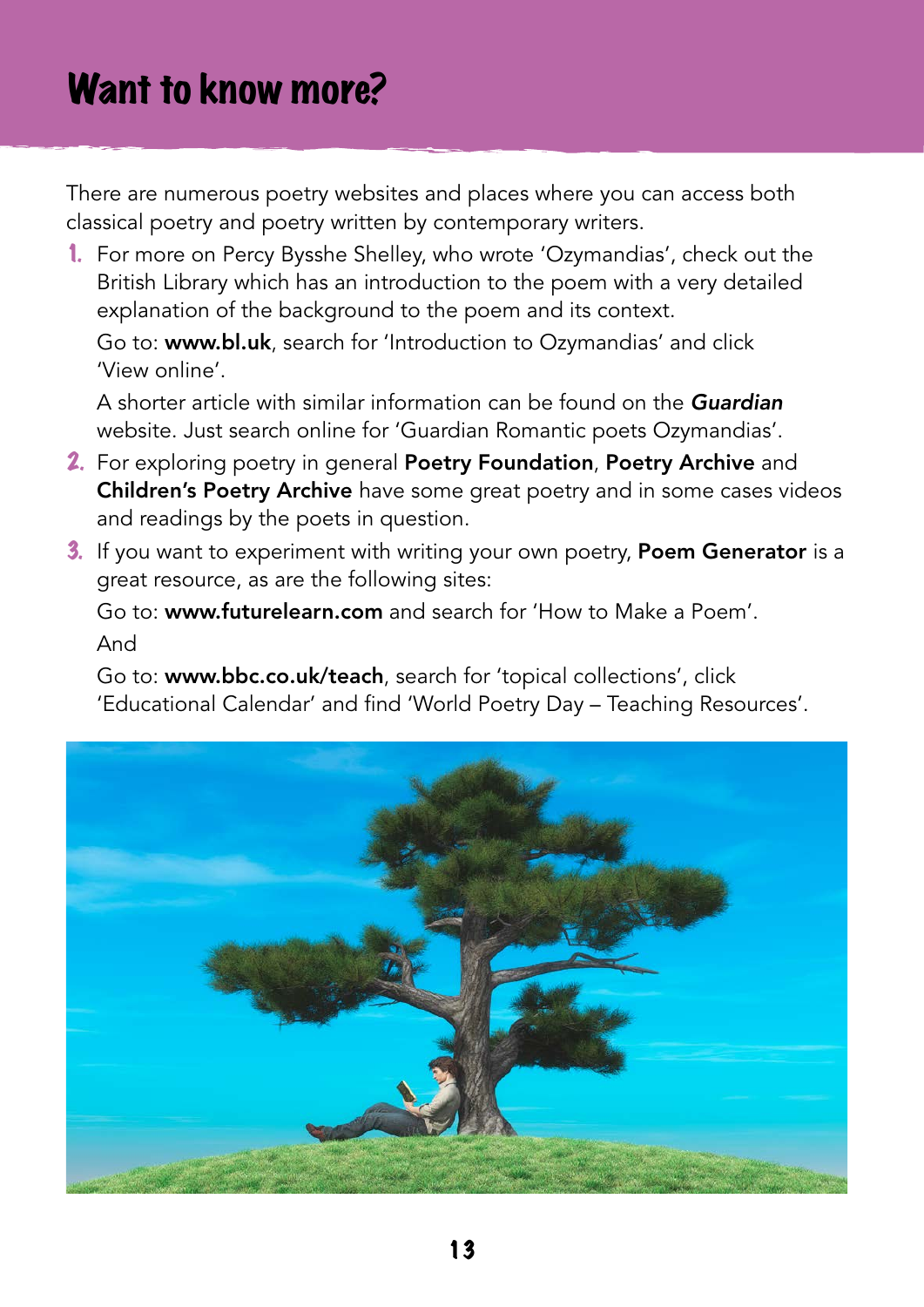# Want to know more?

There are numerous poetry websites and places where you can access both classical poetry and poetry written by contemporary writers.

1. For more on Percy Bysshe Shelley, who wrote 'Ozymandias', check out the British Library which has an introduction to the poem with a very detailed explanation of the background to the poem and its context.

   Go to: **www.bl.uk**, search for 'Introduction to Ozymandias' and click 'View online'.

   A shorter article with similar information can be found on the ***Guardian*** website. Just search online for 'Guardian Romantic poets Ozymandias'.

2. For exploring poetry in general **Poetry Foundation**, **Poetry Archive** and **Children's Poetry Archive** have some great poetry and in some cases videos and readings by the poets in question.

3. If you want to experiment with writing your own poetry, **Poem Generator** is a great resource, as are the following sites:

   Go to: **www.futurelearn.com** and search for 'How to Make a Poem'.

   And

   Go to: **www.bbc.co.uk/teach**, search for 'topical collections', click 'Educational Calendar' and find 'World Poetry Day – Teaching Resources'.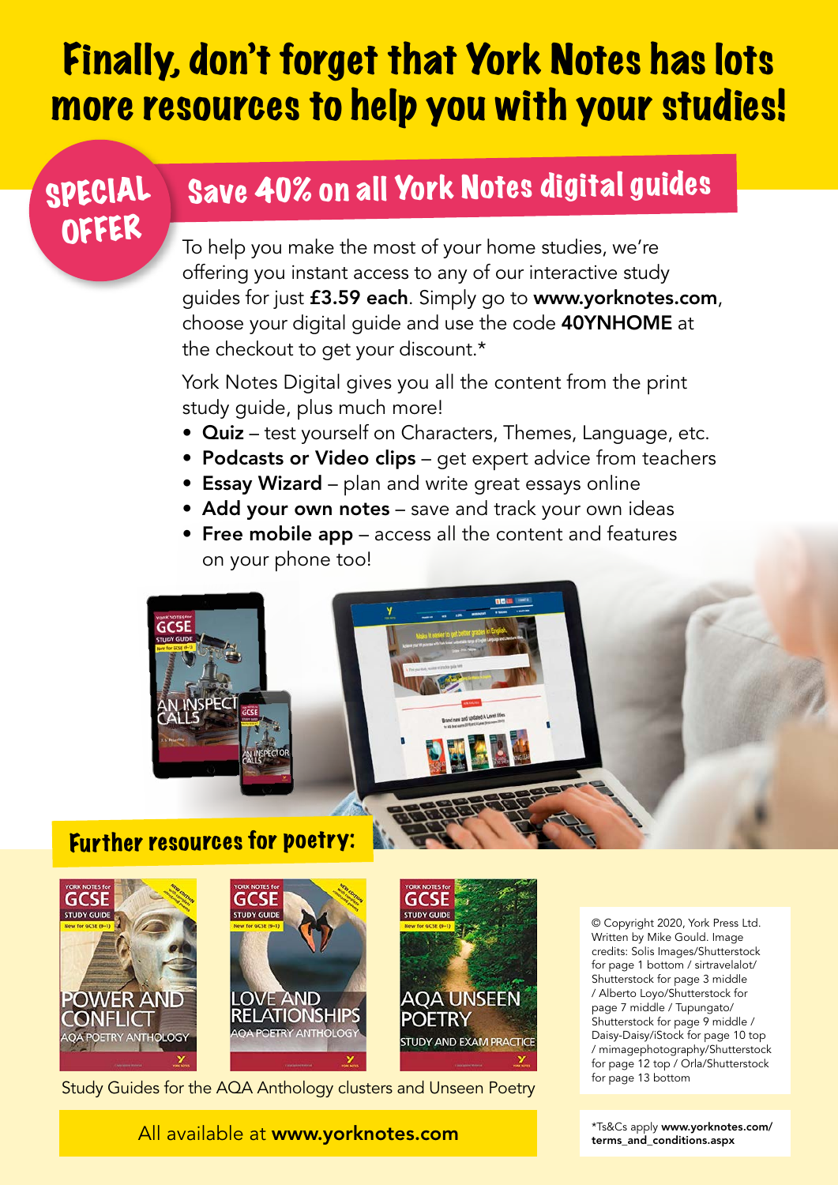# Finally, don't forget that York Notes has lots more resources to help you with your studies!

SPECIAL OFFER

## Save 40% on all York Notes digital guides

To help you make the most of your home studies, we're offering you instant access to any of our interactive study guides for just **£3.59 each**. Simply go to **www.yorknotes.com**, choose your digital guide and use the code **40YNHOME** at the checkout to get your discount.*

York Notes Digital gives you all the content from the print study guide, plus much more!

- **Quiz** – test yourself on Characters, Themes, Language, etc.
- **Podcasts or Video clips** – get expert advice from teachers
- **Essay Wizard** – plan and write great essays online
- **Add your own notes** – save and track your own ideas
- **Free mobile app** – access all the content and features on your phone too!

## Further resources for poetry:

YORK NOTES for GCSE STUDY GUIDE – POWER AND CONFLICT – AQA POETRY ANTHOLOGY

YORK NOTES for GCSE STUDY GUIDE – LOVE AND RELATIONSHIPS – AQA POETRY ANTHOLOGY

YORK NOTES for GCSE STUDY GUIDE – AQA UNSEEN POETRY – STUDY AND EXAM PRACTICE

Study Guides for the AQA Anthology clusters and Unseen Poetry

All available at **www.yorknotes.com**

© Copyright 2020, York Press Ltd. Written by Mike Gould. Image credits: Solis Images/Shutterstock for page 1 bottom / sirtravelalot/ Shutterstock for page 3 middle / Alberto Loyo/Shutterstock for page 7 middle / Tupungato/ Shutterstock for page 9 middle / Daisy-Daisy/iStock for page 10 top / mimagephotography/Shutterstock for page 12 top / Orla/Shutterstock for page 13 bottom

*Ts&Cs apply **www.yorknotes.com/terms_and_conditions.aspx**